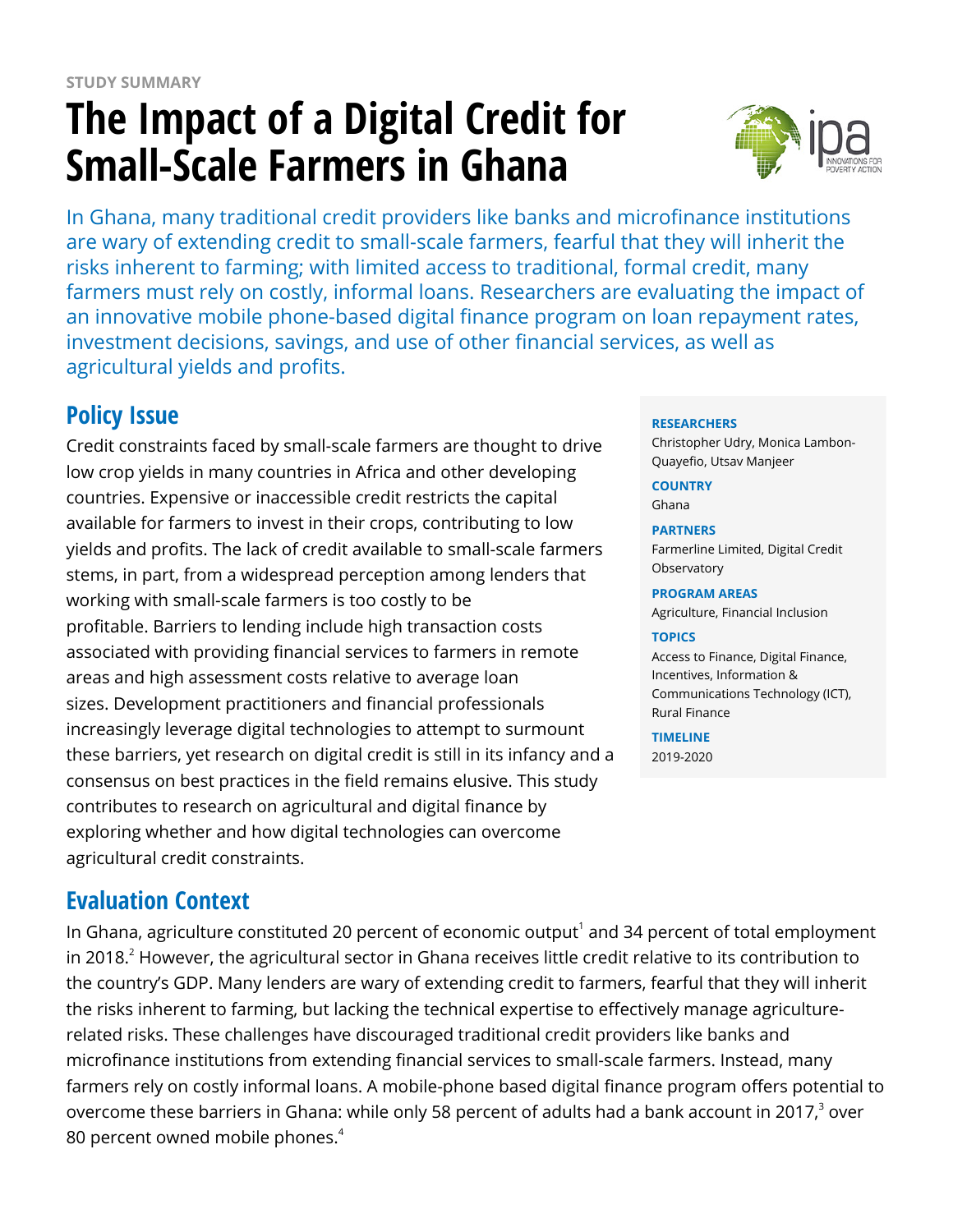STUDY SUMMARY

# The Impact of a Digital Credit for Small-Scale Farmers in Ghana

In Ghana, many traditional credit providers like banks and microfinance institutions are wary of extending credit to small-scale farmers, fearful that they will inherit the risks inherent to farming; with limited access to traditional, formal credit, many farmers must rely on costly, informal loans. Researchers are evaluating the impact of an innovative mobile phone-based digital finance program on loan repayment rates, investment decisions, savings, and use of other financial services, as well as agricultural yields and profits.

**RESEARCHERS**
Christopher Udry, Monica Lambon-Quayefio, Utsav Manjeer

**COUNTRY**
Ghana

**PARTNERS**
Farmerline Limited, Digital Credit Observatory

**PROGRAM AREAS**
Agriculture, Financial Inclusion

**TOPICS**
Access to Finance, Digital Finance, Incentives, Information & Communications Technology (ICT), Rural Finance

**TIMELINE**
2019-2020

## Policy Issue

Credit constraints faced by small-scale farmers are thought to drive low crop yields in many countries in Africa and other developing countries. Expensive or inaccessible credit restricts the capital available for farmers to invest in their crops, contributing to low yields and profits. The lack of credit available to small-scale farmers stems, in part, from a widespread perception among lenders that working with small-scale farmers is too costly to be profitable. Barriers to lending include high transaction costs associated with providing financial services to farmers in remote areas and high assessment costs relative to average loan sizes. Development practitioners and financial professionals increasingly leverage digital technologies to attempt to surmount these barriers, yet research on digital credit is still in its infancy and a consensus on best practices in the field remains elusive. This study contributes to research on agricultural and digital finance by exploring whether and how digital technologies can overcome agricultural credit constraints.

## Evaluation Context

In Ghana, agriculture constituted 20 percent of economic output[1] and 34 percent of total employment in 2018.[2] However, the agricultural sector in Ghana receives little credit relative to its contribution to the country's GDP. Many lenders are wary of extending credit to farmers, fearful that they will inherit the risks inherent to farming, but lacking the technical expertise to effectively manage agriculture-related risks. These challenges have discouraged traditional credit providers like banks and microfinance institutions from extending financial services to small-scale farmers. Instead, many farmers rely on costly informal loans. A mobile-phone based digital finance program offers potential to overcome these barriers in Ghana: while only 58 percent of adults had a bank account in 2017,[3] over 80 percent owned mobile phones.[4]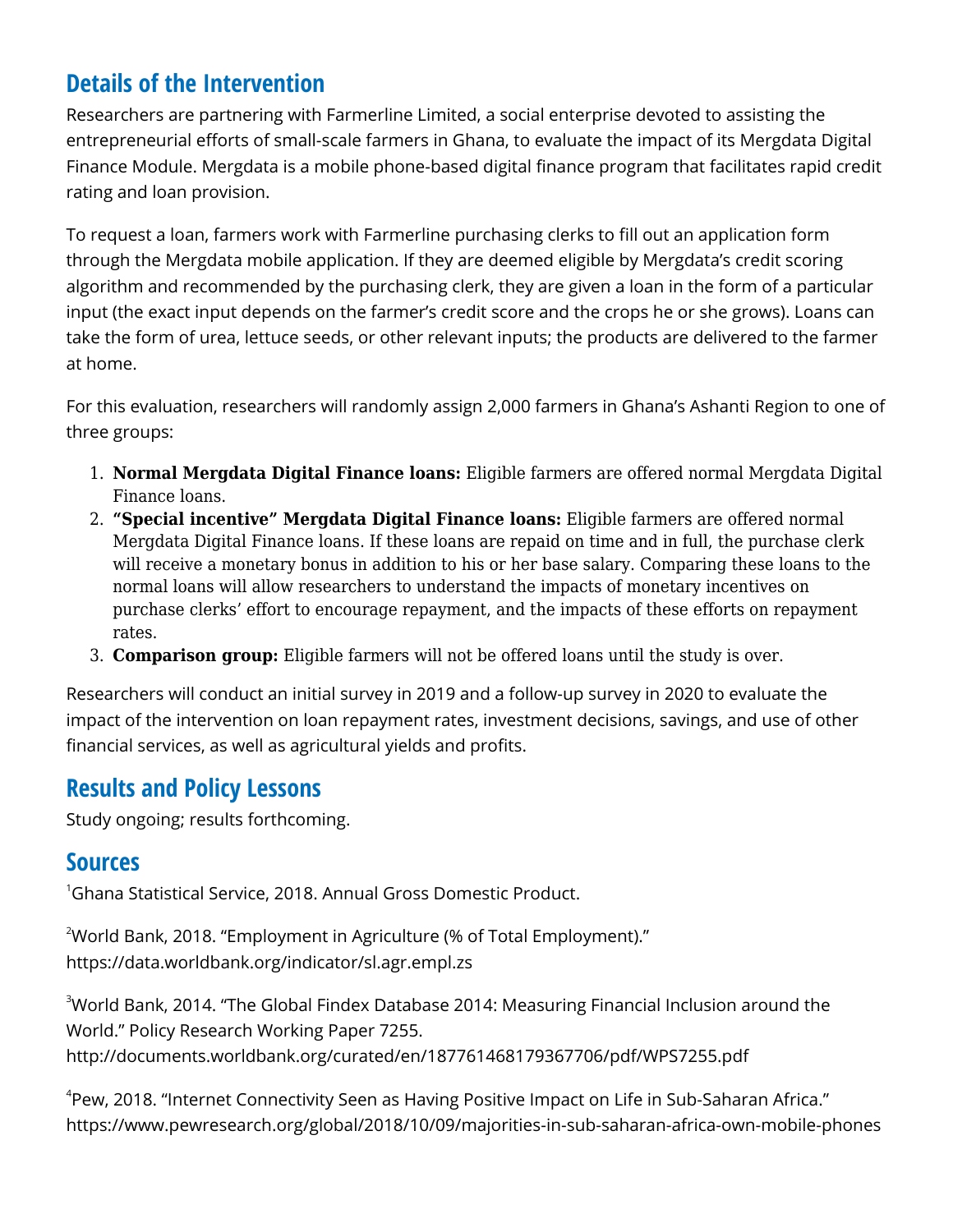## Details of the Intervention

Researchers are partnering with Farmerline Limited, a social enterprise devoted to assisting the entrepreneurial efforts of small-scale farmers in Ghana, to evaluate the impact of its Mergdata Digital Finance Module. Mergdata is a mobile phone-based digital finance program that facilitates rapid credit rating and loan provision.

To request a loan, farmers work with Farmerline purchasing clerks to fill out an application form through the Mergdata mobile application. If they are deemed eligible by Mergdata's credit scoring algorithm and recommended by the purchasing clerk, they are given a loan in the form of a particular input (the exact input depends on the farmer's credit score and the crops he or she grows). Loans can take the form of urea, lettuce seeds, or other relevant inputs; the products are delivered to the farmer at home.

For this evaluation, researchers will randomly assign 2,000 farmers in Ghana's Ashanti Region to one of three groups:

1. **Normal Mergdata Digital Finance loans:** Eligible farmers are offered normal Mergdata Digital Finance loans.
2. **"Special incentive" Mergdata Digital Finance loans:** Eligible farmers are offered normal Mergdata Digital Finance loans. If these loans are repaid on time and in full, the purchase clerk will receive a monetary bonus in addition to his or her base salary. Comparing these loans to the normal loans will allow researchers to understand the impacts of monetary incentives on purchase clerks' effort to encourage repayment, and the impacts of these efforts on repayment rates.
3. **Comparison group:** Eligible farmers will not be offered loans until the study is over.

Researchers will conduct an initial survey in 2019 and a follow-up survey in 2020 to evaluate the impact of the intervention on loan repayment rates, investment decisions, savings, and use of other financial services, as well as agricultural yields and profits.

## Results and Policy Lessons

Study ongoing; results forthcoming.

## Sources

[1]Ghana Statistical Service, 2018. Annual Gross Domestic Product.

[2]World Bank, 2018. "Employment in Agriculture (% of Total Employment)." https://data.worldbank.org/indicator/sl.agr.empl.zs

[3]World Bank, 2014. "The Global Findex Database 2014: Measuring Financial Inclusion around the World." Policy Research Working Paper 7255. http://documents.worldbank.org/curated/en/187761468179367706/pdf/WPS7255.pdf

[4]Pew, 2018. "Internet Connectivity Seen as Having Positive Impact on Life in Sub-Saharan Africa." https://www.pewresearch.org/global/2018/10/09/majorities-in-sub-saharan-africa-own-mobile-phones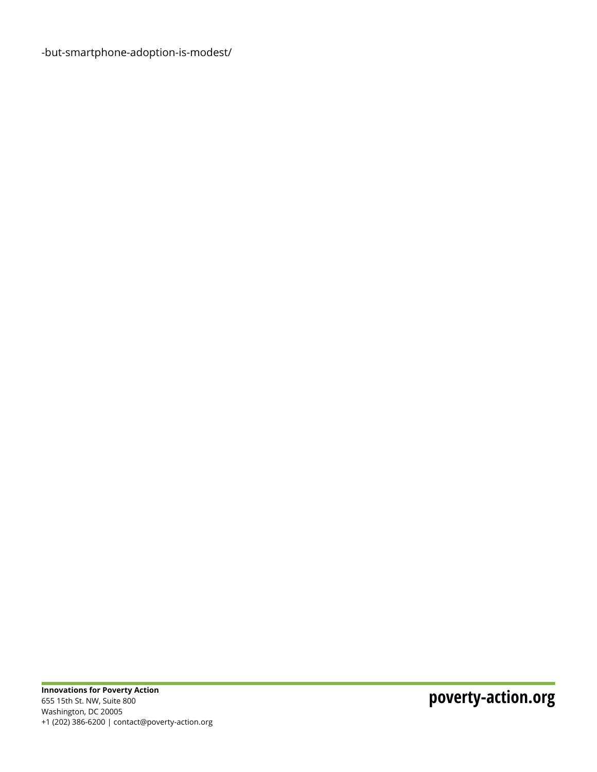-but-smartphone-adoption-is-modest/